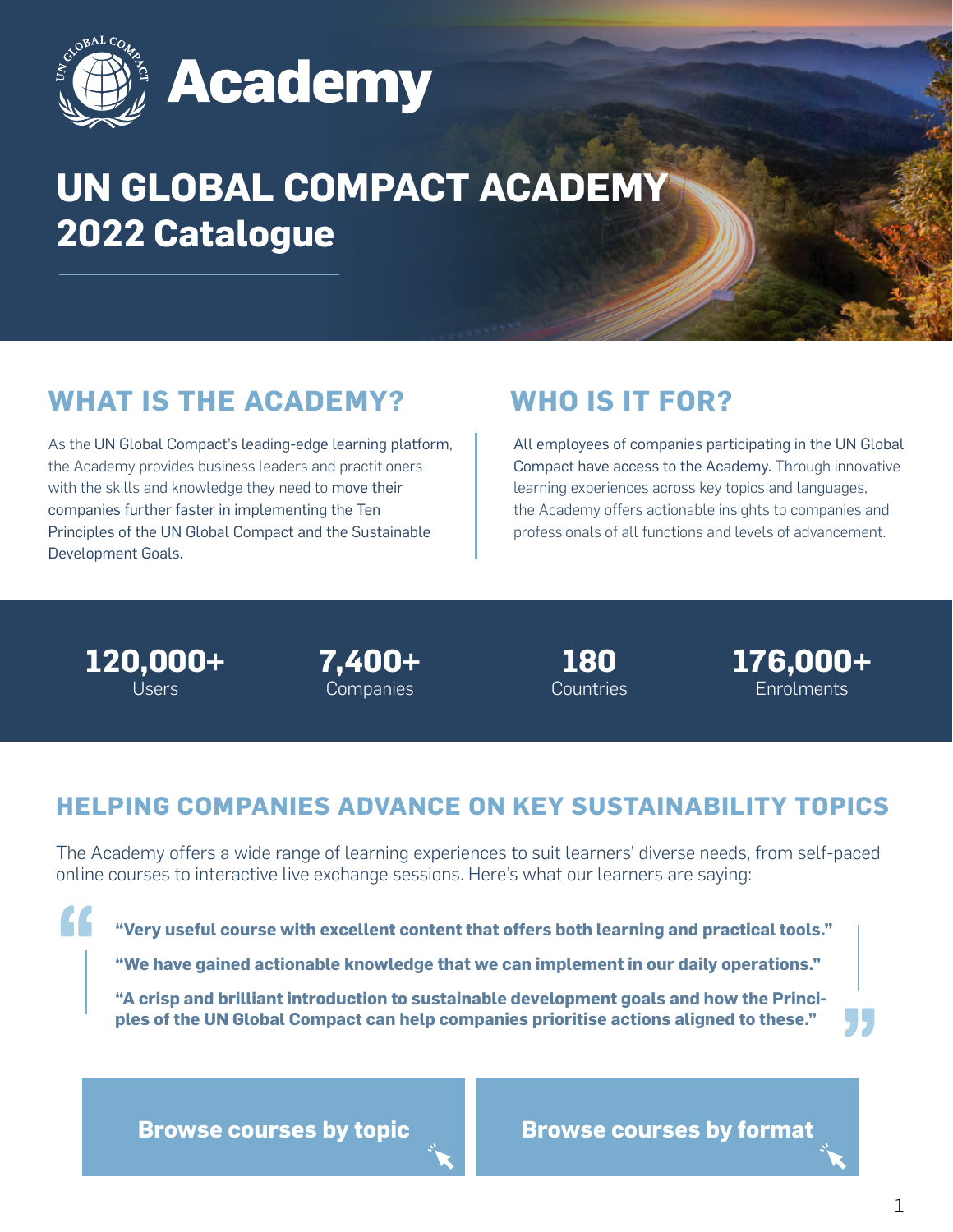# Academy

# UN GLOBAL COMPACT ACADEMY 2022 Catalogue

## WHAT IS THE ACADEMY?

As the UN Global Compact's leading-edge learning platform, the Academy provides business leaders and practitioners with the skills and knowledge they need to move their companies further faster in implementing the Ten Principles of the UN Global Compact and the Sustainable Development Goals.

## WHO IS IT FOR?

All employees of companies participating in the UN Global Compact have access to the Academy. Through innovative learning experiences across key topics and languages, the Academy offers actionable insights to companies and professionals of all functions and levels of advancement.

**120,000+** Users

**7,400+** Companies

**180** Countries

**176,000+** Enrolments

## HELPING COMPANIES ADVANCE ON KEY SUSTAINABILITY TOPICS

The Academy offers a wide range of learning experiences to suit learners' diverse needs, from self-paced online courses to interactive live exchange sessions. Here's what our learners are saying:

> **"Very useful course with excellent content that offers both learning and practical tools."**
>
> **"We have gained actionable knowledge that we can implement in our daily operations."**
>
> **"A crisp and brilliant introduction to sustainable development goals and how the Principles of the UN Global Compact can help companies prioritise actions aligned to these."**

**Browse courses by topic**

**Browse courses by format**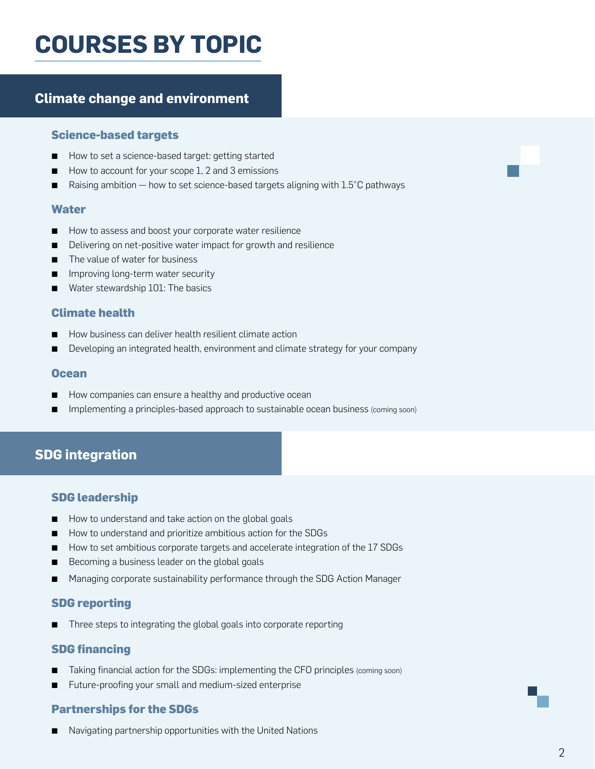# COURSES BY TOPIC

## Climate change and environment

### Science-based targets

- How to set a science-based target: getting started
- How to account for your scope 1, 2 and 3 emissions
- Raising ambition — how to set science-based targets aligning with 1.5°C pathways

### Water

- How to assess and boost your corporate water resilience
- Delivering on net-positive water impact for growth and resilience
- The value of water for business
- Improving long-term water security
- Water stewardship 101: The basics

### Climate health

- How business can deliver health resilient climate action
- Developing an integrated health, environment and climate strategy for your company

### Ocean

- How companies can ensure a healthy and productive ocean
- Implementing a principles-based approach to sustainable ocean business (coming soon)

## SDG integration

### SDG leadership

- How to understand and take action on the global goals
- How to understand and prioritize ambitious action for the SDGs
- How to set ambitious corporate targets and accelerate integration of the 17 SDGs
- Becoming a business leader on the global goals
- Managing corporate sustainability performance through the SDG Action Manager

### SDG reporting

- Three steps to integrating the global goals into corporate reporting

### SDG financing

- Taking financial action for the SDGs: implementing the CFO principles (coming soon)
- Future-proofing your small and medium-sized enterprise

### Partnerships for the SDGs

- Navigating partnership opportunities with the United Nations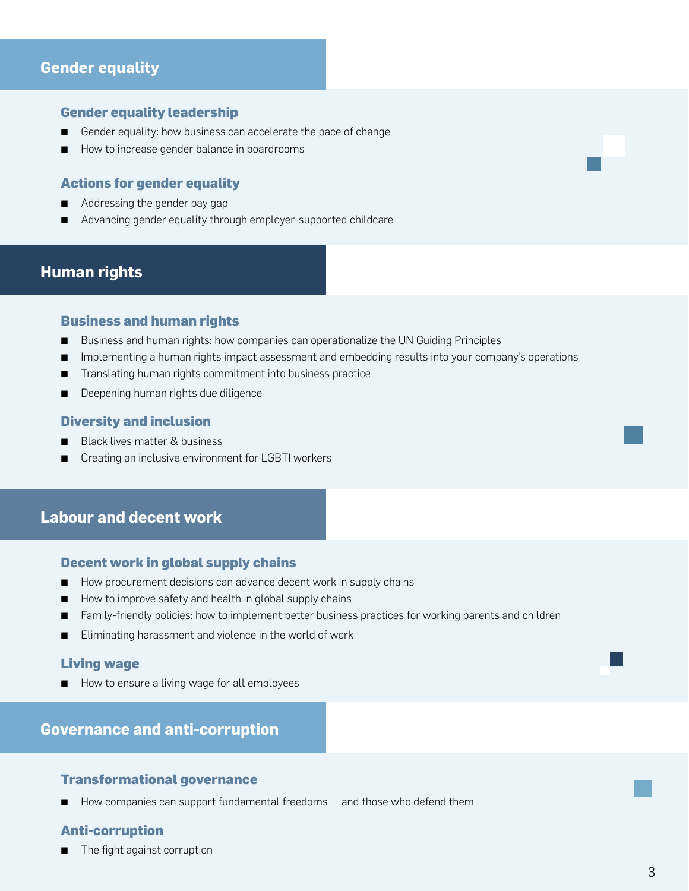## Gender equality

### Gender equality leadership

- Gender equality: how business can accelerate the pace of change
- How to increase gender balance in boardrooms

### Actions for gender equality

- Addressing the gender pay gap
- Advancing gender equality through employer-supported childcare

## Human rights

### Business and human rights

- Business and human rights: how companies can operationalize the UN Guiding Principles
- Implementing a human rights impact assessment and embedding results into your company's operations
- Translating human rights commitment into business practice
- Deepening human rights due diligence

### Diversity and inclusion

- Black lives matter & business
- Creating an inclusive environment for LGBTI workers

## Labour and decent work

### Decent work in global supply chains

- How procurement decisions can advance decent work in supply chains
- How to improve safety and health in global supply chains
- Family-friendly policies: how to implement better business practices for working parents and children
- Eliminating harassment and violence in the world of work

### Living wage

- How to ensure a living wage for all employees

## Governance and anti-corruption

### Transformational governance

- How companies can support fundamental freedoms — and those who defend them

### Anti-corruption

- The fight against corruption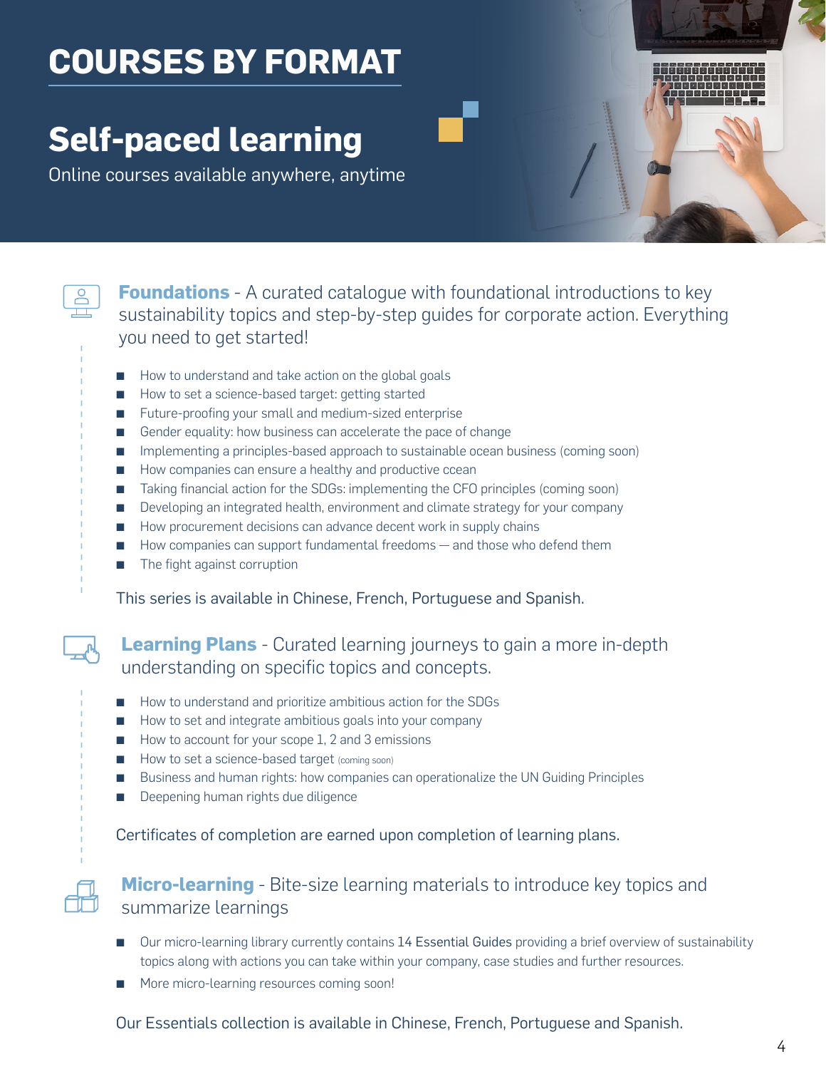# COURSES BY FORMAT

## Self-paced learning

Online courses available anywhere, anytime

**Foundations** - A curated catalogue with foundational introductions to key sustainability topics and step-by-step guides for corporate action. Everything you need to get started!

- How to understand and take action on the global goals
- How to set a science-based target: getting started
- Future-proofing your small and medium-sized enterprise
- Gender equality: how business can accelerate the pace of change
- Implementing a principles-based approach to sustainable ocean business (coming soon)
- How companies can ensure a healthy and productive ccean
- Taking financial action for the SDGs: implementing the CFO principles (coming soon)
- Developing an integrated health, environment and climate strategy for your company
- How procurement decisions can advance decent work in supply chains
- How companies can support fundamental freedoms — and those who defend them
- The fight against corruption

This series is available in Chinese, French, Portuguese and Spanish.

**Learning Plans** - Curated learning journeys to gain a more in-depth understanding on specific topics and concepts.

- How to understand and prioritize ambitious action for the SDGs
- How to set and integrate ambitious goals into your company
- How to account for your scope 1, 2 and 3 emissions
- How to set a science-based target (coming soon)
- Business and human rights: how companies can operationalize the UN Guiding Principles
- Deepening human rights due diligence

Certificates of completion are earned upon completion of learning plans.

**Micro-learning** - Bite-size learning materials to introduce key topics and summarize learnings

- Our micro-learning library currently contains 14 Essential Guides providing a brief overview of sustainability topics along with actions you can take within your company, case studies and further resources.
- More micro-learning resources coming soon!

Our Essentials collection is available in Chinese, French, Portuguese and Spanish.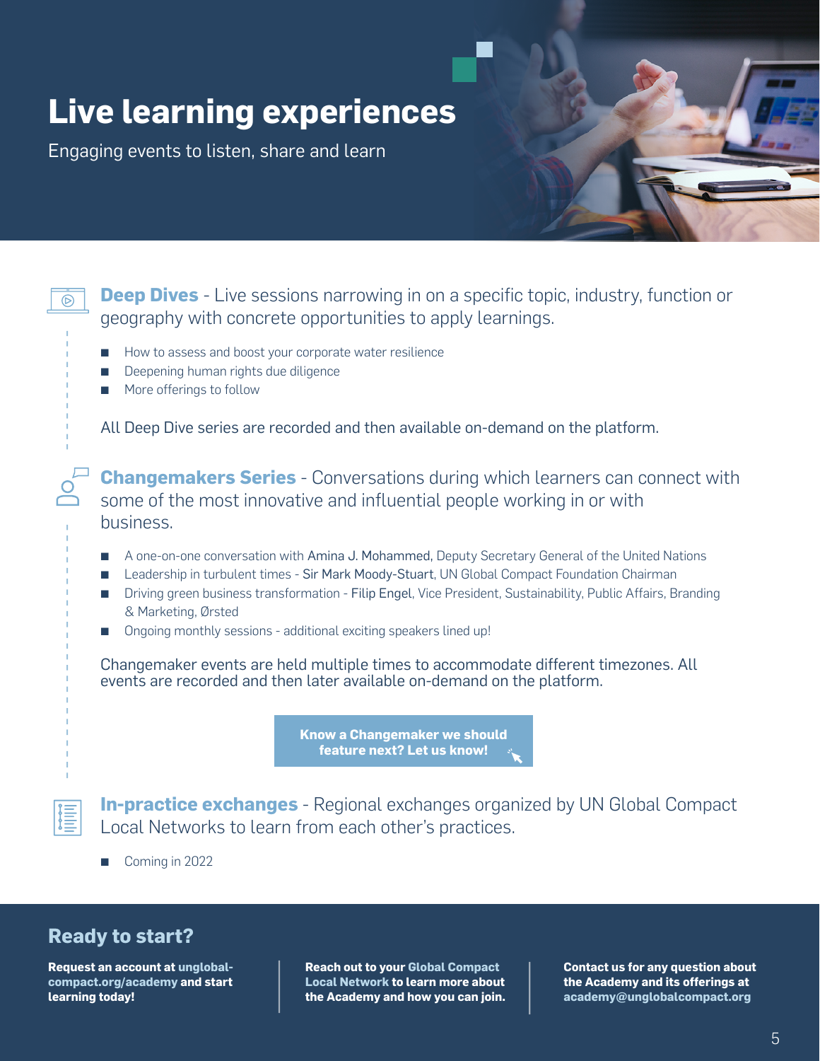# Live learning experiences

Engaging events to listen, share and learn

**Deep Dives** - Live sessions narrowing in on a specific topic, industry, function or geography with concrete opportunities to apply learnings.

- How to assess and boost your corporate water resilience
- Deepening human rights due diligence
- More offerings to follow

All Deep Dive series are recorded and then available on-demand on the platform.

**Changemakers Series** - Conversations during which learners can connect with some of the most innovative and influential people working in or with business.

- A one-on-one conversation with Amina J. Mohammed, Deputy Secretary General of the United Nations
- Leadership in turbulent times - Sir Mark Moody-Stuart, UN Global Compact Foundation Chairman
- Driving green business transformation - Filip Engel, Vice President, Sustainability, Public Affairs, Branding & Marketing, Ørsted
- Ongoing monthly sessions - additional exciting speakers lined up!

Changemaker events are held multiple times to accommodate different timezones. All events are recorded and then later available on-demand on the platform.

**Know a Changemaker we should feature next? Let us know!**

**In-practice exchanges** - Regional exchanges organized by UN Global Compact Local Networks to learn from each other's practices.

- Coming in 2022

## Ready to start?

**Request an account at unglobal-compact.org/academy and start learning today!**

**Reach out to your Global Compact Local Network to learn more about the Academy and how you can join.**

**Contact us for any question about the Academy and its offerings at academy@unglobalcompact.org**